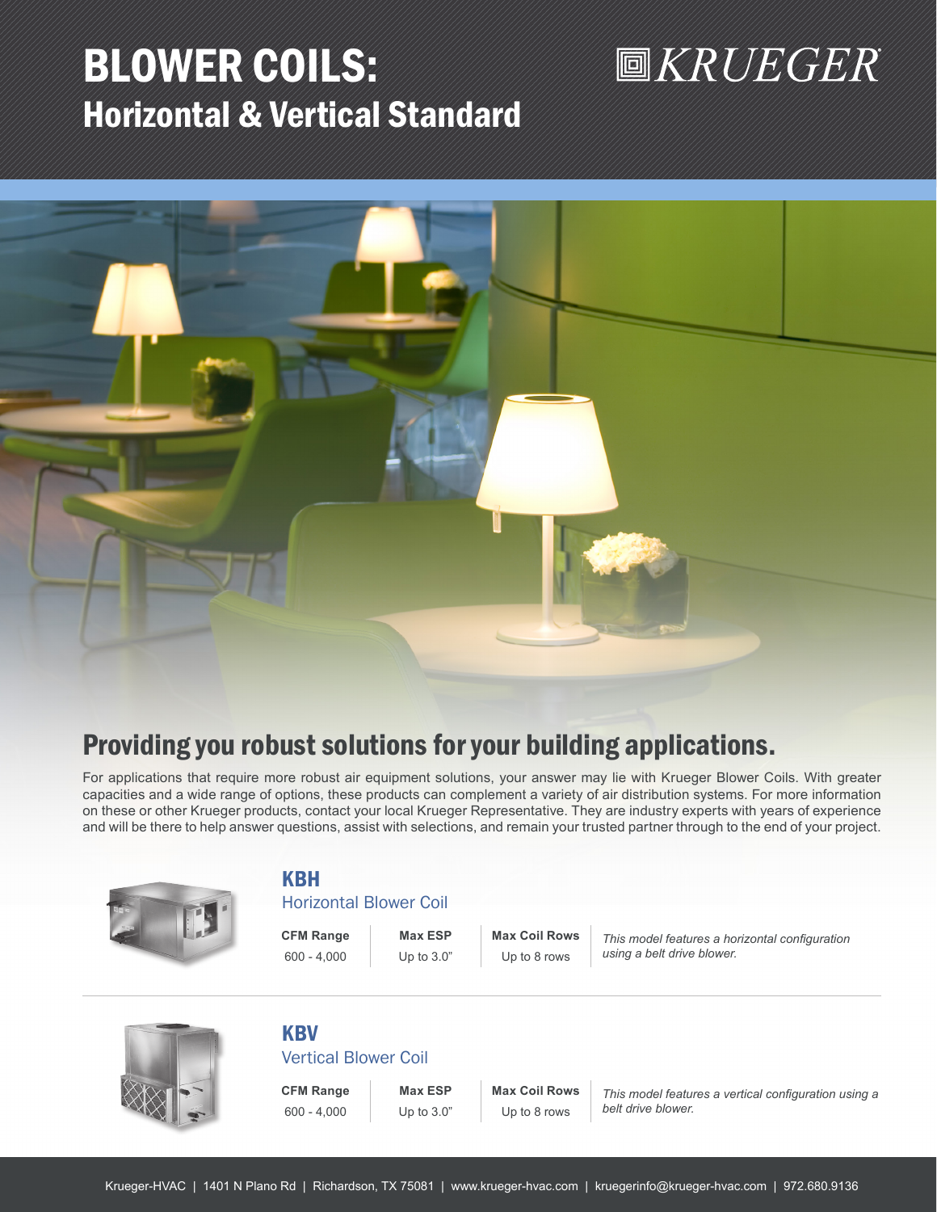# BLOWER COILS:
## Horizontal & Vertical Standard

KRUEGER

## Providing you robust solutions for your building applications.

For applications that require more robust air equipment solutions, your answer may lie with Krueger Blower Coils. With greater capacities and a wide range of options, these products can complement a variety of air distribution systems. For more information on these or other Krueger products, contact your local Krueger Representative. They are industry experts with years of experience and will be there to help answer questions, assist with selections, and remain your trusted partner through to the end of your project.

### KBH
Horizontal Blower Coil

| CFM Range | Max ESP | Max Coil Rows |
|---|---|---|
| 600 - 4,000 | Up to 3.0" | Up to 8 rows |

*This model features a horizontal configuration using a belt drive blower.*

### KBV
Vertical Blower Coil

| CFM Range | Max ESP | Max Coil Rows |
|---|---|---|
| 600 - 4,000 | Up to 3.0" | Up to 8 rows |

*This model features a vertical configuration using a belt drive blower.*

Krueger-HVAC | 1401 N Plano Rd | Richardson, TX 75081 | www.krueger-hvac.com | kruegerinfo@krueger-hvac.com | 972.680.9136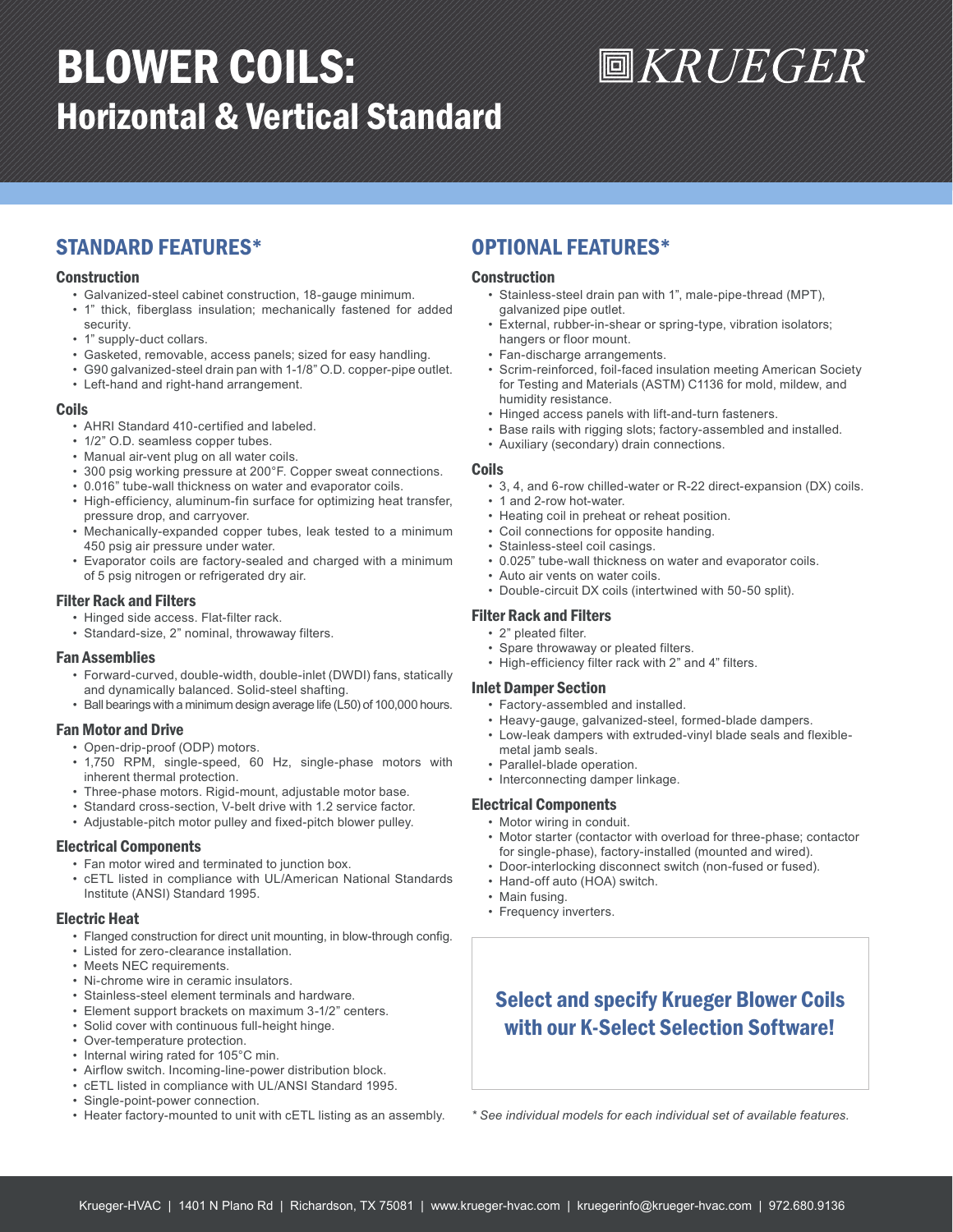# BLOWER COILS:

## Horizontal & Vertical Standard

KRUEGER

## STANDARD FEATURES*

### Construction

- Galvanized-steel cabinet construction, 18-gauge minimum.
- 1" thick, fiberglass insulation; mechanically fastened for added security.
- 1" supply-duct collars.
- Gasketed, removable, access panels; sized for easy handling.
- G90 galvanized-steel drain pan with 1-1/8" O.D. copper-pipe outlet.
- Left-hand and right-hand arrangement.

### Coils

- AHRI Standard 410-certified and labeled.
- 1/2" O.D. seamless copper tubes.
- Manual air-vent plug on all water coils.
- 300 psig working pressure at 200°F. Copper sweat connections.
- 0.016" tube-wall thickness on water and evaporator coils.
- High-efficiency, aluminum-fin surface for optimizing heat transfer, pressure drop, and carryover.
- Mechanically-expanded copper tubes, leak tested to a minimum 450 psig air pressure under water.
- Evaporator coils are factory-sealed and charged with a minimum of 5 psig nitrogen or refrigerated dry air.

### Filter Rack and Filters

- Hinged side access. Flat-filter rack.
- Standard-size, 2" nominal, throwaway filters.

### Fan Assemblies

- Forward-curved, double-width, double-inlet (DWDI) fans, statically and dynamically balanced. Solid-steel shafting.
- Ball bearings with a minimum design average life (L50) of 100,000 hours.

### Fan Motor and Drive

- Open-drip-proof (ODP) motors.
- 1,750 RPM, single-speed, 60 Hz, single-phase motors with inherent thermal protection.
- Three-phase motors. Rigid-mount, adjustable motor base.
- Standard cross-section, V-belt drive with 1.2 service factor.
- Adjustable-pitch motor pulley and fixed-pitch blower pulley.

### Electrical Components

- Fan motor wired and terminated to junction box.
- cETL listed in compliance with UL/American National Standards Institute (ANSI) Standard 1995.

### Electric Heat

- Flanged construction for direct unit mounting, in blow-through config.
- Listed for zero-clearance installation.
- Meets NEC requirements.
- Ni-chrome wire in ceramic insulators.
- Stainless-steel element terminals and hardware.
- Element support brackets on maximum 3-1/2" centers.
- Solid cover with continuous full-height hinge.
- Over-temperature protection.
- Internal wiring rated for 105°C min.
- Airflow switch. Incoming-line-power distribution block.
- cETL listed in compliance with UL/ANSI Standard 1995.
- Single-point-power connection.
- Heater factory-mounted to unit with cETL listing as an assembly.

## OPTIONAL FEATURES*

### Construction

- Stainless-steel drain pan with 1", male-pipe-thread (MPT), galvanized pipe outlet.
- External, rubber-in-shear or spring-type, vibration isolators; hangers or floor mount.
- Fan-discharge arrangements.
- Scrim-reinforced, foil-faced insulation meeting American Society for Testing and Materials (ASTM) C1136 for mold, mildew, and humidity resistance.
- Hinged access panels with lift-and-turn fasteners.
- Base rails with rigging slots; factory-assembled and installed.
- Auxiliary (secondary) drain connections.

### Coils

- 3, 4, and 6-row chilled-water or R-22 direct-expansion (DX) coils.
- 1 and 2-row hot-water.
- Heating coil in preheat or reheat position.
- Coil connections for opposite handing.
- Stainless-steel coil casings.
- 0.025" tube-wall thickness on water and evaporator coils.
- Auto air vents on water coils.
- Double-circuit DX coils (intertwined with 50-50 split).

### Filter Rack and Filters

- 2" pleated filter.
- Spare throwaway or pleated filters.
- High-efficiency filter rack with 2" and 4" filters.

### Inlet Damper Section

- Factory-assembled and installed.
- Heavy-gauge, galvanized-steel, formed-blade dampers.
- Low-leak dampers with extruded-vinyl blade seals and flexible-metal jamb seals.
- Parallel-blade operation.
- Interconnecting damper linkage.

### Electrical Components

- Motor wiring in conduit.
- Motor starter (contactor with overload for three-phase; contactor for single-phase), factory-installed (mounted and wired).
- Door-interlocking disconnect switch (non-fused or fused).
- Hand-off auto (HOA) switch.
- Main fusing.
- Frequency inverters.

**Select and specify Krueger Blower Coils with our K-Select Selection Software!**

*\* See individual models for each individual set of available features.*

Krueger-HVAC | 1401 N Plano Rd | Richardson, TX 75081 | www.krueger-hvac.com | kruegerinfo@krueger-hvac.com | 972.680.9136